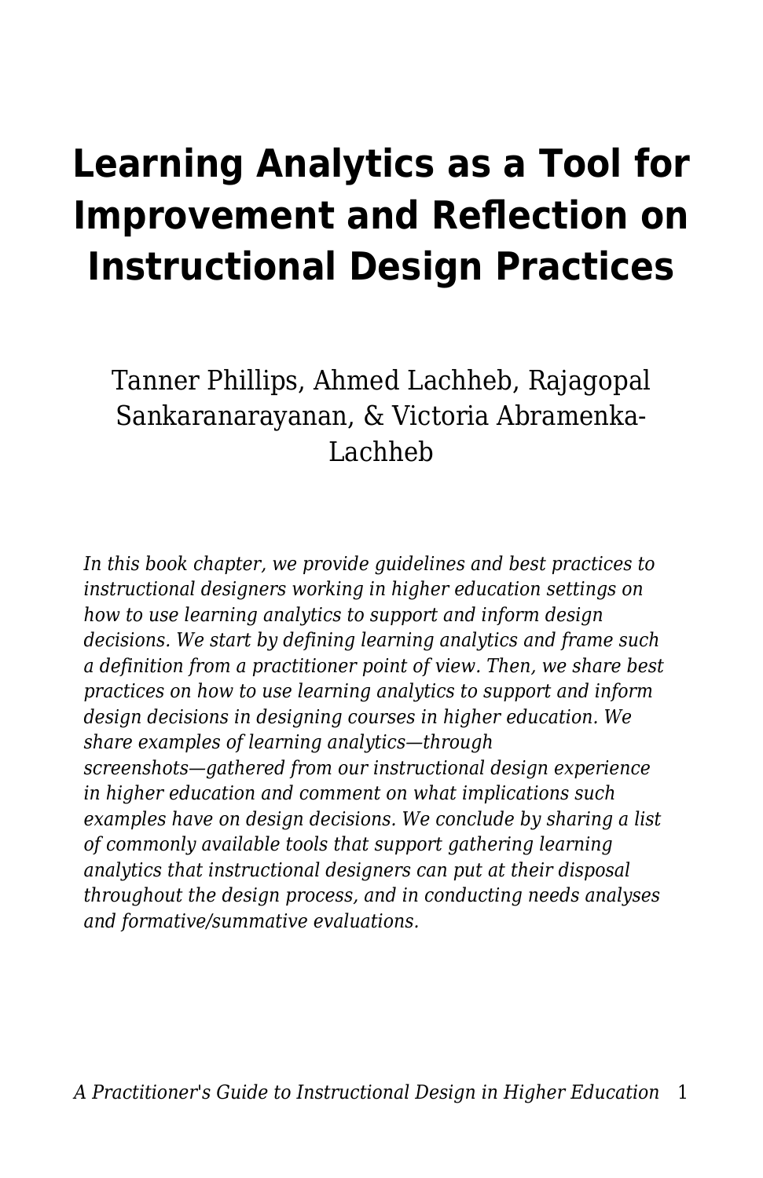# Learning Analytics as a Tool for Improvement and Reflection on Instructional Design Practices

Tanner Phillips, Ahmed Lachheb, Rajagopal Sankaranarayanan, & Victoria Abramenka-Lachheb

*In this book chapter, we provide guidelines and best practices to instructional designers working in higher education settings on how to use learning analytics to support and inform design decisions. We start by defining learning analytics and frame such a definition from a practitioner point of view. Then, we share best practices on how to use learning analytics to support and inform design decisions in designing courses in higher education. We share examples of learning analytics—through screenshots—gathered from our instructional design experience in higher education and comment on what implications such examples have on design decisions. We conclude by sharing a list of commonly available tools that support gathering learning analytics that instructional designers can put at their disposal throughout the design process, and in conducting needs analyses and formative/summative evaluations.*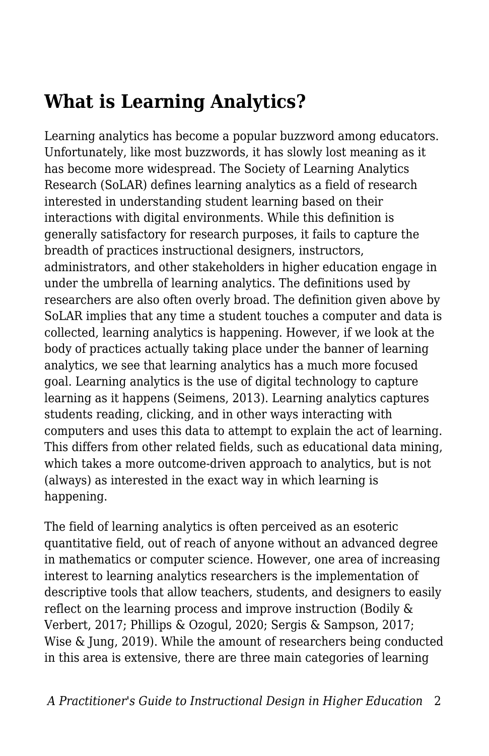## What is Learning Analytics?

Learning analytics has become a popular buzzword among educators. Unfortunately, like most buzzwords, it has slowly lost meaning as it has become more widespread. The Society of Learning Analytics Research (SoLAR) defines learning analytics as a field of research interested in understanding student learning based on their interactions with digital environments. While this definition is generally satisfactory for research purposes, it fails to capture the breadth of practices instructional designers, instructors, administrators, and other stakeholders in higher education engage in under the umbrella of learning analytics. The definitions used by researchers are also often overly broad. The definition given above by SoLAR implies that any time a student touches a computer and data is collected, learning analytics is happening. However, if we look at the body of practices actually taking place under the banner of learning analytics, we see that learning analytics has a much more focused goal. Learning analytics is the use of digital technology to capture learning as it happens (Seimens, 2013). Learning analytics captures students reading, clicking, and in other ways interacting with computers and uses this data to attempt to explain the act of learning. This differs from other related fields, such as educational data mining, which takes a more outcome-driven approach to analytics, but is not (always) as interested in the exact way in which learning is happening.

The field of learning analytics is often perceived as an esoteric quantitative field, out of reach of anyone without an advanced degree in mathematics or computer science. However, one area of increasing interest to learning analytics researchers is the implementation of descriptive tools that allow teachers, students, and designers to easily reflect on the learning process and improve instruction (Bodily & Verbert, 2017; Phillips & Ozogul, 2020; Sergis & Sampson, 2017; Wise & Jung, 2019). While the amount of researchers being conducted in this area is extensive, there are three main categories of learning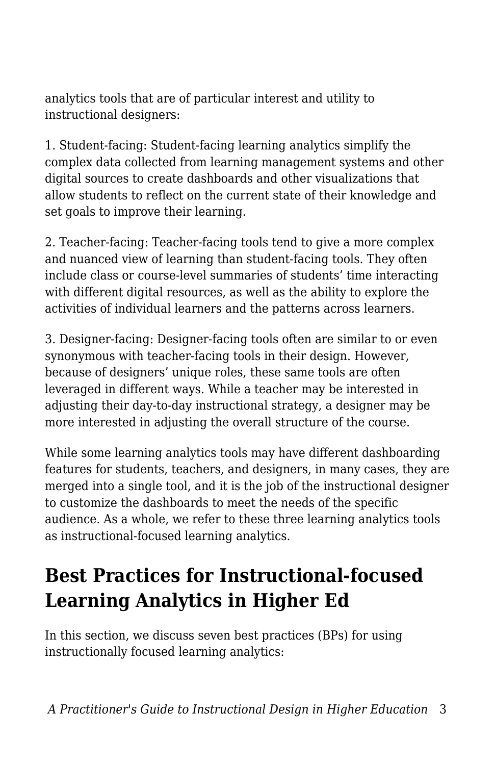analytics tools that are of particular interest and utility to instructional designers:

1. Student-facing: Student-facing learning analytics simplify the complex data collected from learning management systems and other digital sources to create dashboards and other visualizations that allow students to reflect on the current state of their knowledge and set goals to improve their learning.

2. Teacher-facing: Teacher-facing tools tend to give a more complex and nuanced view of learning than student-facing tools. They often include class or course-level summaries of students' time interacting with different digital resources, as well as the ability to explore the activities of individual learners and the patterns across learners.

3. Designer-facing: Designer-facing tools often are similar to or even synonymous with teacher-facing tools in their design. However, because of designers' unique roles, these same tools are often leveraged in different ways. While a teacher may be interested in adjusting their day-to-day instructional strategy, a designer may be more interested in adjusting the overall structure of the course.

While some learning analytics tools may have different dashboarding features for students, teachers, and designers, in many cases, they are merged into a single tool, and it is the job of the instructional designer to customize the dashboards to meet the needs of the specific audience. As a whole, we refer to these three learning analytics tools as instructional-focused learning analytics.

## Best Practices for Instructional-focused Learning Analytics in Higher Ed

In this section, we discuss seven best practices (BPs) for using instructionally focused learning analytics: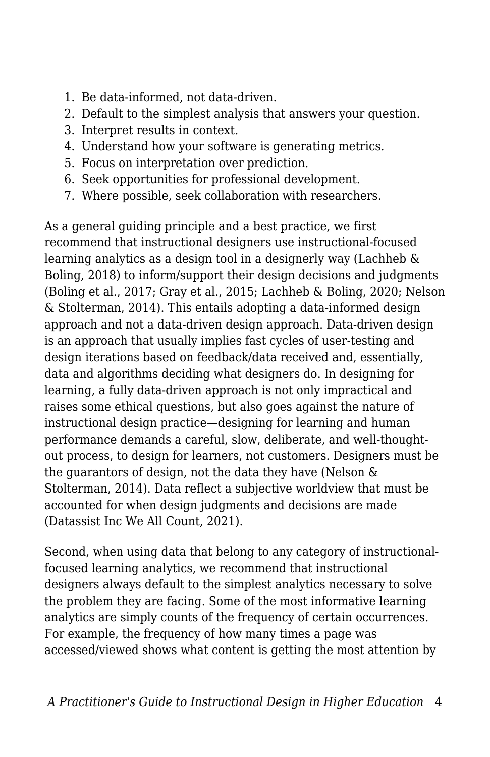1. Be data-informed, not data-driven.
2. Default to the simplest analysis that answers your question.
3. Interpret results in context.
4. Understand how your software is generating metrics.
5. Focus on interpretation over prediction.
6. Seek opportunities for professional development.
7. Where possible, seek collaboration with researchers.

As a general guiding principle and a best practice, we first recommend that instructional designers use instructional-focused learning analytics as a design tool in a designerly way (Lachheb & Boling, 2018) to inform/support their design decisions and judgments (Boling et al., 2017; Gray et al., 2015; Lachheb & Boling, 2020; Nelson & Stolterman, 2014). This entails adopting a data-informed design approach and not a data-driven design approach. Data-driven design is an approach that usually implies fast cycles of user-testing and design iterations based on feedback/data received and, essentially, data and algorithms deciding what designers do. In designing for learning, a fully data-driven approach is not only impractical and raises some ethical questions, but also goes against the nature of instructional design practice—designing for learning and human performance demands a careful, slow, deliberate, and well-thought-out process, to design for learners, not customers. Designers must be the guarantors of design, not the data they have (Nelson & Stolterman, 2014). Data reflect a subjective worldview that must be accounted for when design judgments and decisions are made (Datassist Inc We All Count, 2021).

Second, when using data that belong to any category of instructional-focused learning analytics, we recommend that instructional designers always default to the simplest analytics necessary to solve the problem they are facing. Some of the most informative learning analytics are simply counts of the frequency of certain occurrences. For example, the frequency of how many times a page was accessed/viewed shows what content is getting the most attention by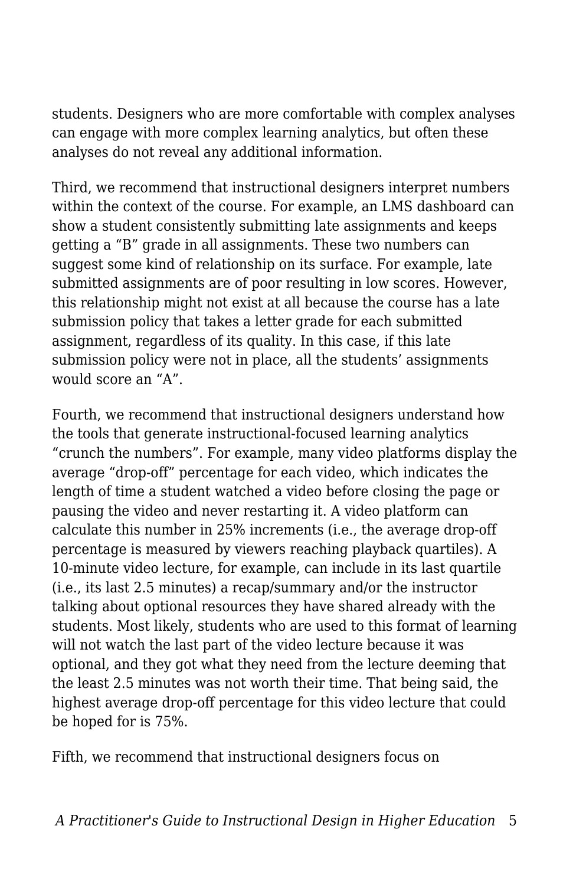students. Designers who are more comfortable with complex analyses can engage with more complex learning analytics, but often these analyses do not reveal any additional information.

Third, we recommend that instructional designers interpret numbers within the context of the course. For example, an LMS dashboard can show a student consistently submitting late assignments and keeps getting a “B” grade in all assignments. These two numbers can suggest some kind of relationship on its surface. For example, late submitted assignments are of poor resulting in low scores. However, this relationship might not exist at all because the course has a late submission policy that takes a letter grade for each submitted assignment, regardless of its quality. In this case, if this late submission policy were not in place, all the students’ assignments would score an “A”.

Fourth, we recommend that instructional designers understand how the tools that generate instructional-focused learning analytics “crunch the numbers”. For example, many video platforms display the average “drop-off” percentage for each video, which indicates the length of time a student watched a video before closing the page or pausing the video and never restarting it. A video platform can calculate this number in 25% increments (i.e., the average drop-off percentage is measured by viewers reaching playback quartiles). A 10-minute video lecture, for example, can include in its last quartile (i.e., its last 2.5 minutes) a recap/summary and/or the instructor talking about optional resources they have shared already with the students. Most likely, students who are used to this format of learning will not watch the last part of the video lecture because it was optional, and they got what they need from the lecture deeming that the least 2.5 minutes was not worth their time. That being said, the highest average drop-off percentage for this video lecture that could be hoped for is 75%.

Fifth, we recommend that instructional designers focus on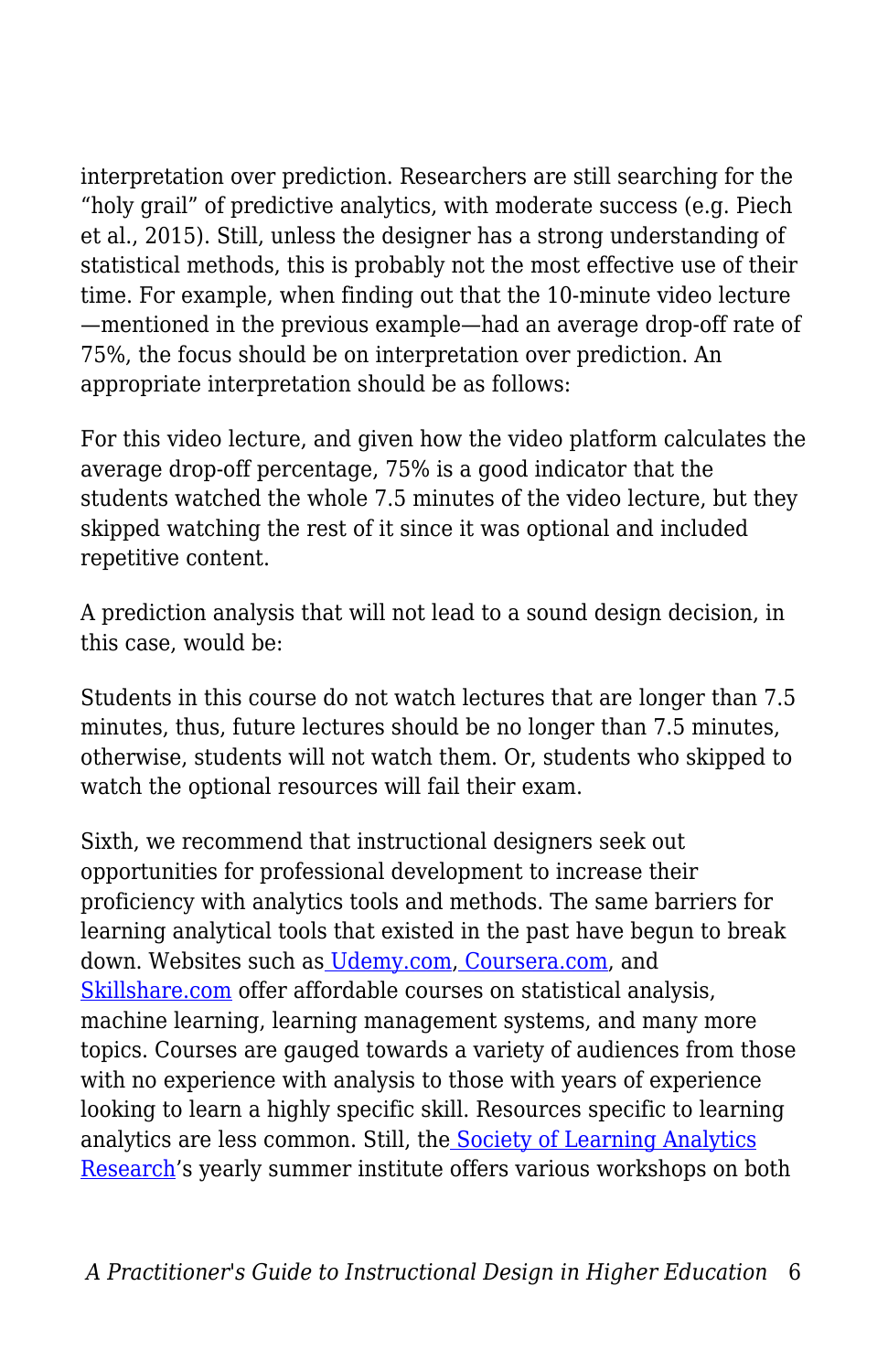interpretation over prediction. Researchers are still searching for the "holy grail" of predictive analytics, with moderate success (e.g. Piech et al., 2015). Still, unless the designer has a strong understanding of statistical methods, this is probably not the most effective use of their time. For example, when finding out that the 10-minute video lecture—mentioned in the previous example—had an average drop-off rate of 75%, the focus should be on interpretation over prediction. An appropriate interpretation should be as follows:

For this video lecture, and given how the video platform calculates the average drop-off percentage, 75% is a good indicator that the students watched the whole 7.5 minutes of the video lecture, but they skipped watching the rest of it since it was optional and included repetitive content.

A prediction analysis that will not lead to a sound design decision, in this case, would be:

Students in this course do not watch lectures that are longer than 7.5 minutes, thus, future lectures should be no longer than 7.5 minutes, otherwise, students will not watch them. Or, students who skipped to watch the optional resources will fail their exam.

Sixth, we recommend that instructional designers seek out opportunities for professional development to increase their proficiency with analytics tools and methods. The same barriers for learning analytical tools that existed in the past have begun to break down. Websites such as [Udemy.com](Udemy.com), [Coursera.com](Coursera.com), and [Skillshare.com](Skillshare.com) offer affordable courses on statistical analysis, machine learning, learning management systems, and many more topics. Courses are gauged towards a variety of audiences from those with no experience with analysis to those with years of experience looking to learn a highly specific skill. Resources specific to learning analytics are less common. Still, the Society of Learning Analytics Research's yearly summer institute offers various workshops on both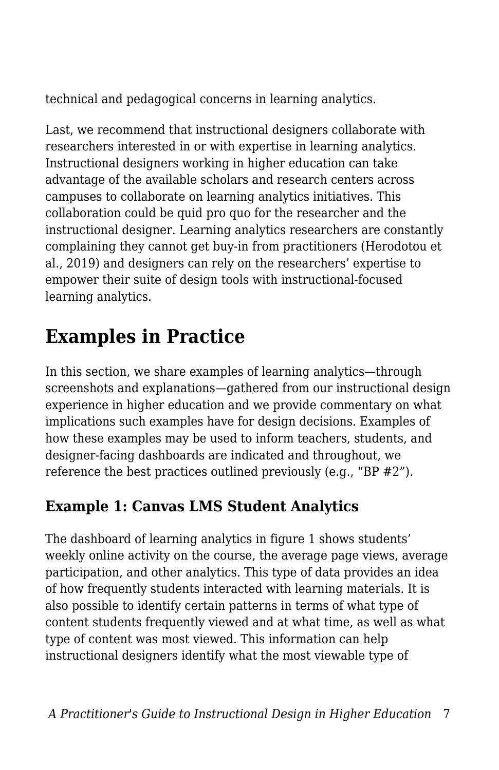technical and pedagogical concerns in learning analytics.

Last, we recommend that instructional designers collaborate with researchers interested in or with expertise in learning analytics. Instructional designers working in higher education can take advantage of the available scholars and research centers across campuses to collaborate on learning analytics initiatives. This collaboration could be quid pro quo for the researcher and the instructional designer. Learning analytics researchers are constantly complaining they cannot get buy-in from practitioners (Herodotou et al., 2019) and designers can rely on the researchers' expertise to empower their suite of design tools with instructional-focused learning analytics.

## Examples in Practice

In this section, we share examples of learning analytics—through screenshots and explanations—gathered from our instructional design experience in higher education and we provide commentary on what implications such examples have for design decisions. Examples of how these examples may be used to inform teachers, students, and designer-facing dashboards are indicated and throughout, we reference the best practices outlined previously (e.g., "BP #2").

### Example 1: Canvas LMS Student Analytics

The dashboard of learning analytics in figure 1 shows students' weekly online activity on the course, the average page views, average participation, and other analytics. This type of data provides an idea of how frequently students interacted with learning materials. It is also possible to identify certain patterns in terms of what type of content students frequently viewed and at what time, as well as what type of content was most viewed. This information can help instructional designers identify what the most viewable type of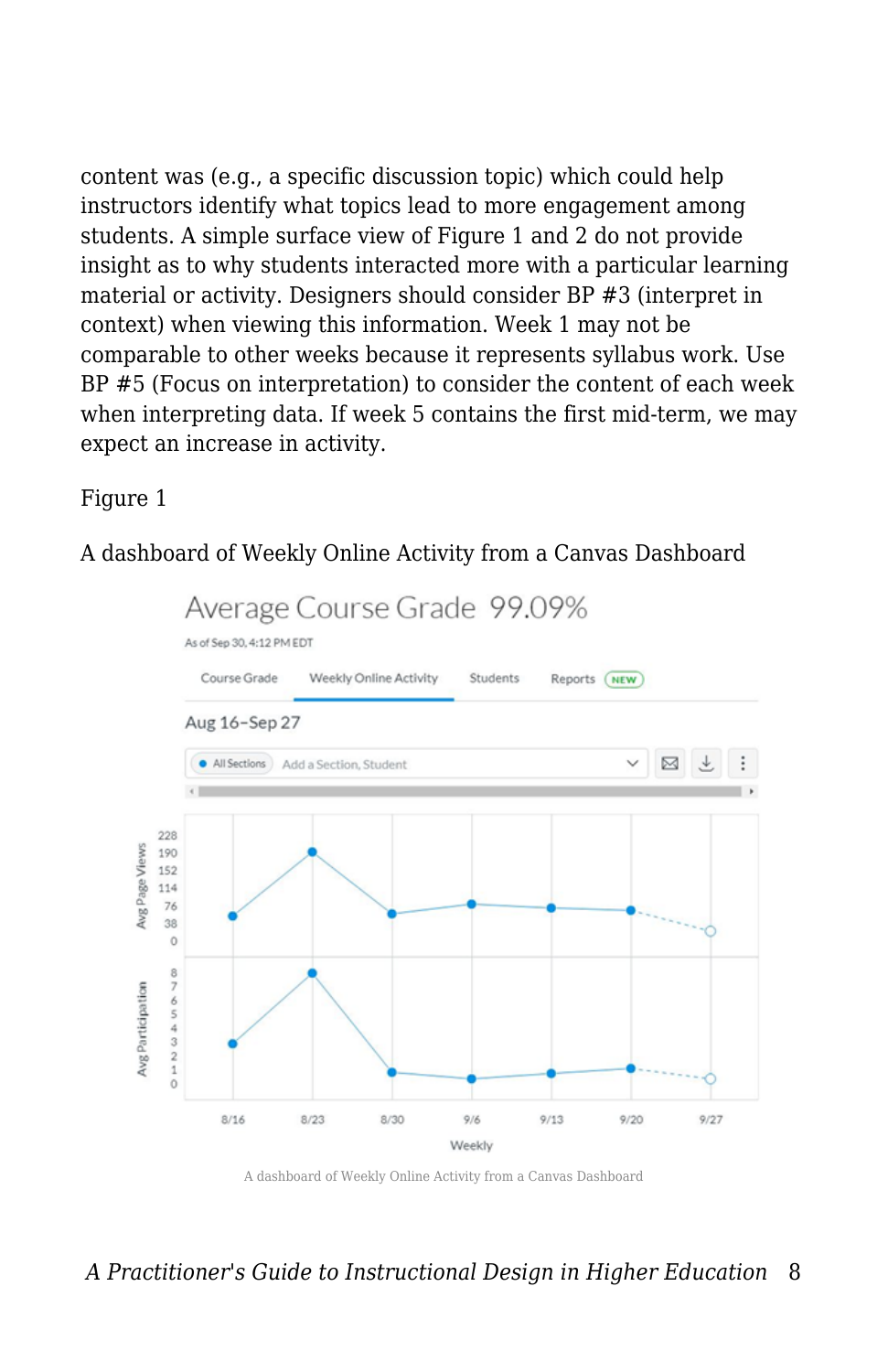content was (e.g., a specific discussion topic) which could help instructors identify what topics lead to more engagement among students. A simple surface view of Figure 1 and 2 do not provide insight as to why students interacted more with a particular learning material or activity. Designers should consider BP #3 (interpret in context) when viewing this information. Week 1 may not be comparable to other weeks because it represents syllabus work. Use BP #5 (Focus on interpretation) to consider the content of each week when interpreting data. If week 5 contains the first mid-term, we may expect an increase in activity.

Figure 1

A dashboard of Weekly Online Activity from a Canvas Dashboard

A dashboard of Weekly Online Activity from a Canvas Dashboard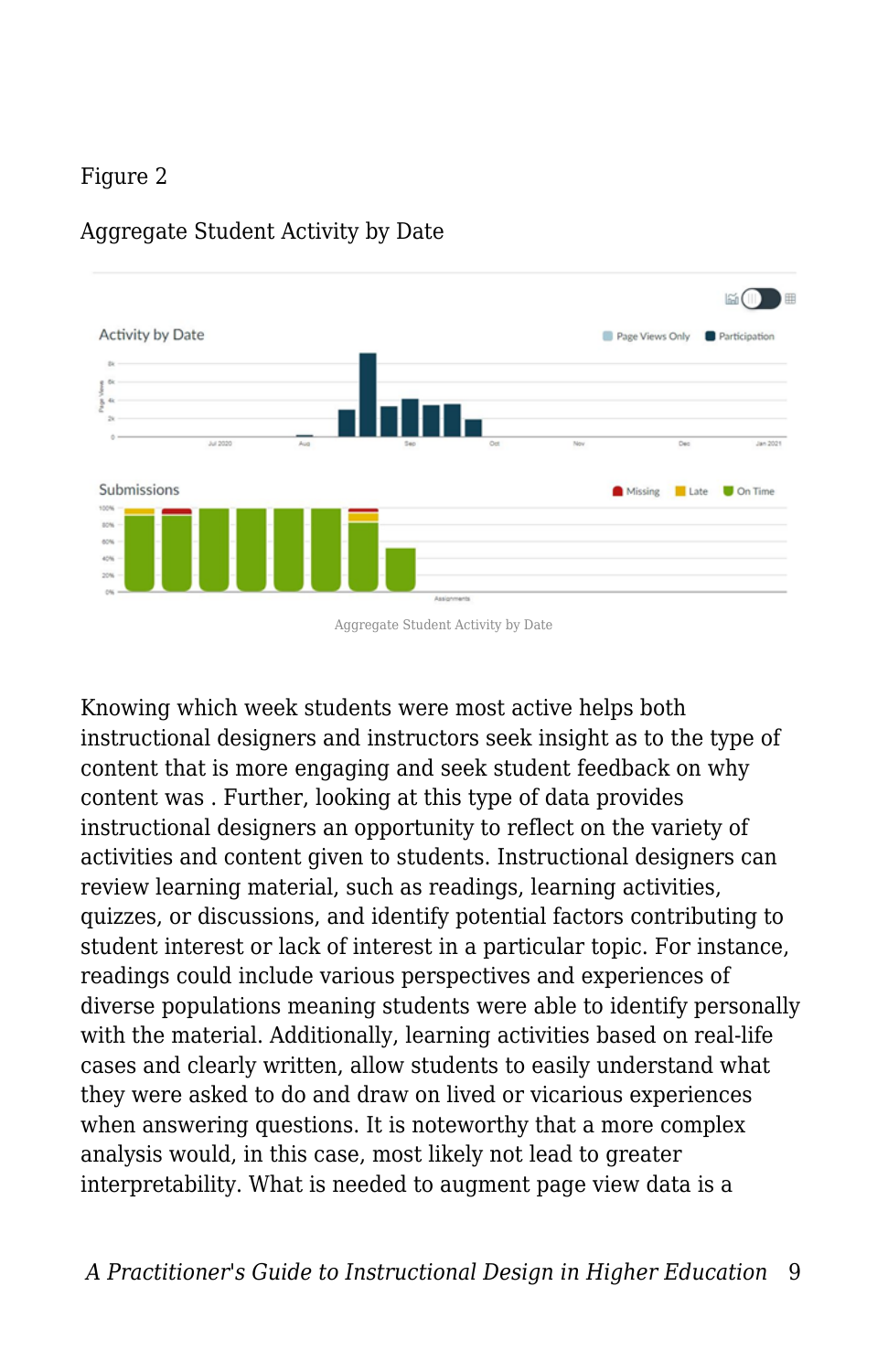Figure 2

Aggregate Student Activity by Date

Aggregate Student Activity by Date

Knowing which week students were most active helps both instructional designers and instructors seek insight as to the type of content that is more engaging and seek student feedback on why content was . Further, looking at this type of data provides instructional designers an opportunity to reflect on the variety of activities and content given to students. Instructional designers can review learning material, such as readings, learning activities, quizzes, or discussions, and identify potential factors contributing to student interest or lack of interest in a particular topic. For instance, readings could include various perspectives and experiences of diverse populations meaning students were able to identify personally with the material. Additionally, learning activities based on real-life cases and clearly written, allow students to easily understand what they were asked to do and draw on lived or vicarious experiences when answering questions. It is noteworthy that a more complex analysis would, in this case, most likely not lead to greater interpretability. What is needed to augment page view data is a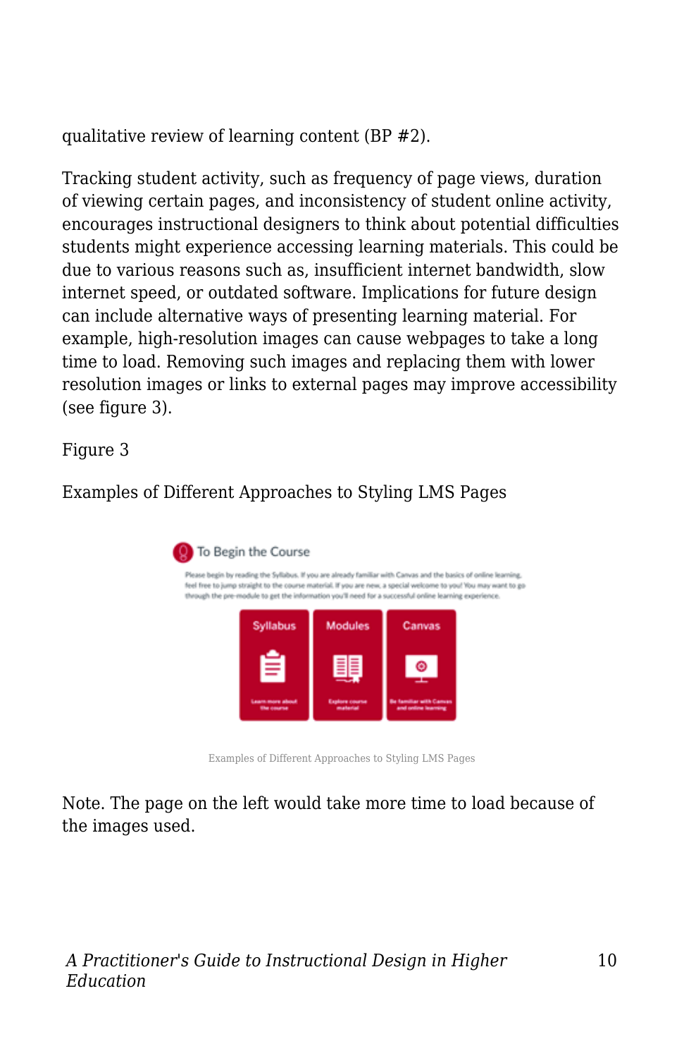qualitative review of learning content (BP #2).

Tracking student activity, such as frequency of page views, duration of viewing certain pages, and inconsistency of student online activity, encourages instructional designers to think about potential difficulties students might experience accessing learning materials. This could be due to various reasons such as, insufficient internet bandwidth, slow internet speed, or outdated software. Implications for future design can include alternative ways of presenting learning material. For example, high-resolution images can cause webpages to take a long time to load. Removing such images and replacing them with lower resolution images or links to external pages may improve accessibility (see figure 3).

Figure 3

Examples of Different Approaches to Styling LMS Pages

Examples of Different Approaches to Styling LMS Pages

Note. The page on the left would take more time to load because of the images used.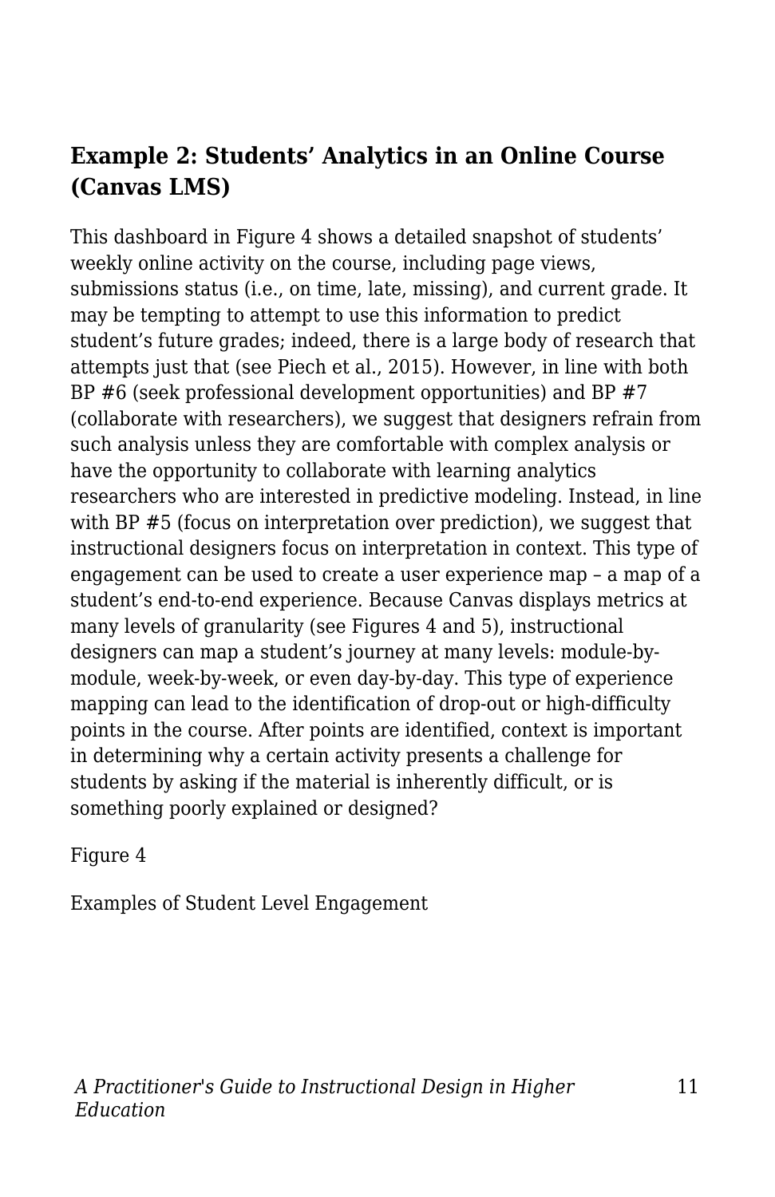### Example 2: Students' Analytics in an Online Course (Canvas LMS)

This dashboard in Figure 4 shows a detailed snapshot of students' weekly online activity on the course, including page views, submissions status (i.e., on time, late, missing), and current grade. It may be tempting to attempt to use this information to predict student's future grades; indeed, there is a large body of research that attempts just that (see Piech et al., 2015). However, in line with both BP #6 (seek professional development opportunities) and BP #7 (collaborate with researchers), we suggest that designers refrain from such analysis unless they are comfortable with complex analysis or have the opportunity to collaborate with learning analytics researchers who are interested in predictive modeling. Instead, in line with BP #5 (focus on interpretation over prediction), we suggest that instructional designers focus on interpretation in context. This type of engagement can be used to create a user experience map – a map of a student's end-to-end experience. Because Canvas displays metrics at many levels of granularity (see Figures 4 and 5), instructional designers can map a student's journey at many levels: module-by-module, week-by-week, or even day-by-day. This type of experience mapping can lead to the identification of drop-out or high-difficulty points in the course. After points are identified, context is important in determining why a certain activity presents a challenge for students by asking if the material is inherently difficult, or is something poorly explained or designed?

Figure 4

Examples of Student Level Engagement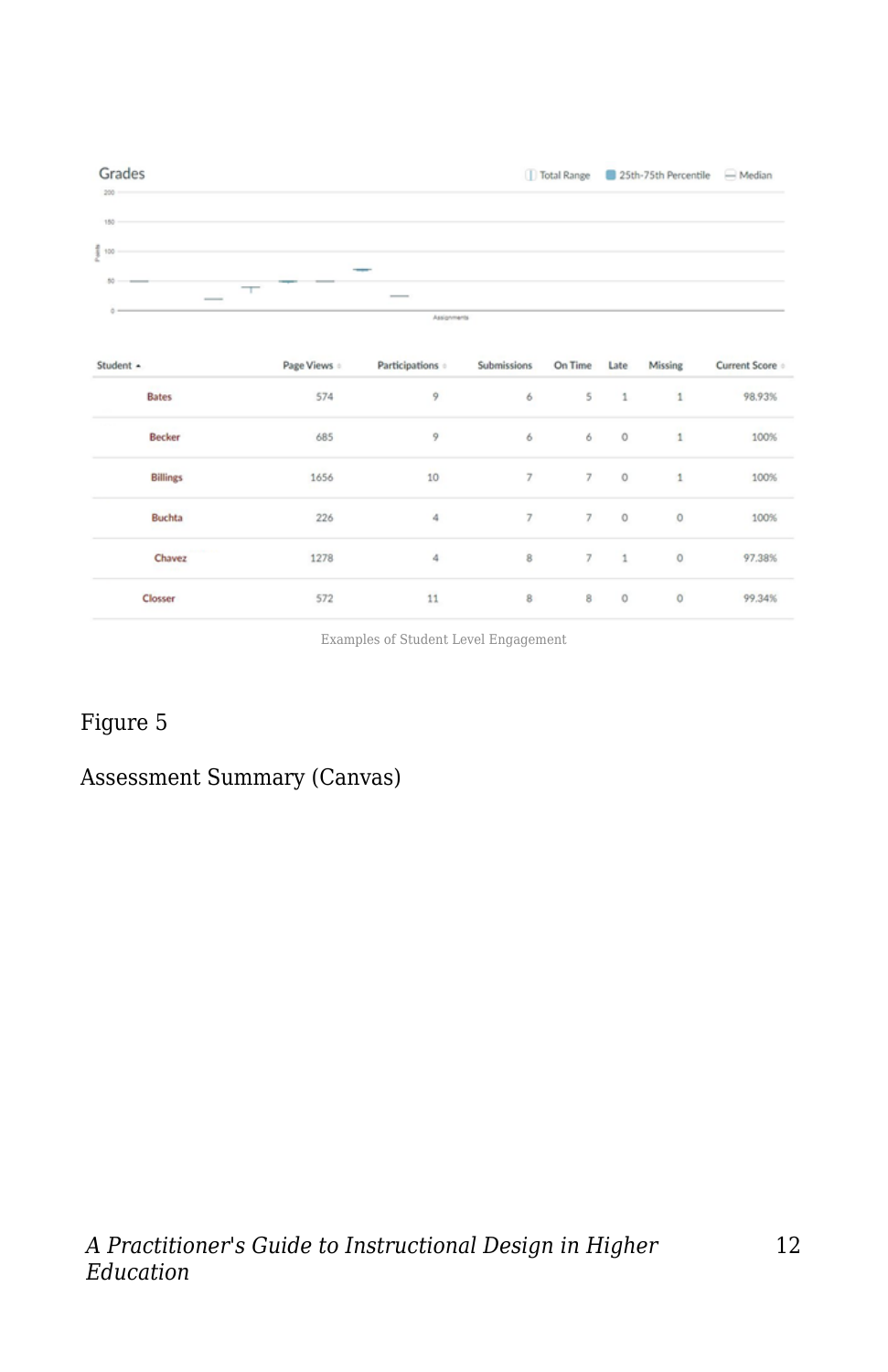Grades

| Student | Page Views | Participations | Submissions | On Time | Late | Missing | Current Score |
|---|---|---|---|---|---|---|---|
| Bates | 574 | 9 | 6 | 5 | 1 | 1 | 98.93% |
| Becker | 685 | 9 | 6 | 6 | 0 | 1 | 100% |
| Billings | 1656 | 10 | 7 | 7 | 0 | 1 | 100% |
| Buchta | 226 | 4 | 7 | 7 | 0 | 0 | 100% |
| Chavez | 1278 | 4 | 8 | 7 | 1 | 0 | 97.38% |
| Closser | 572 | 11 | 8 | 8 | 0 | 0 | 99.34% |

Examples of Student Level Engagement

Figure 5

Assessment Summary (Canvas)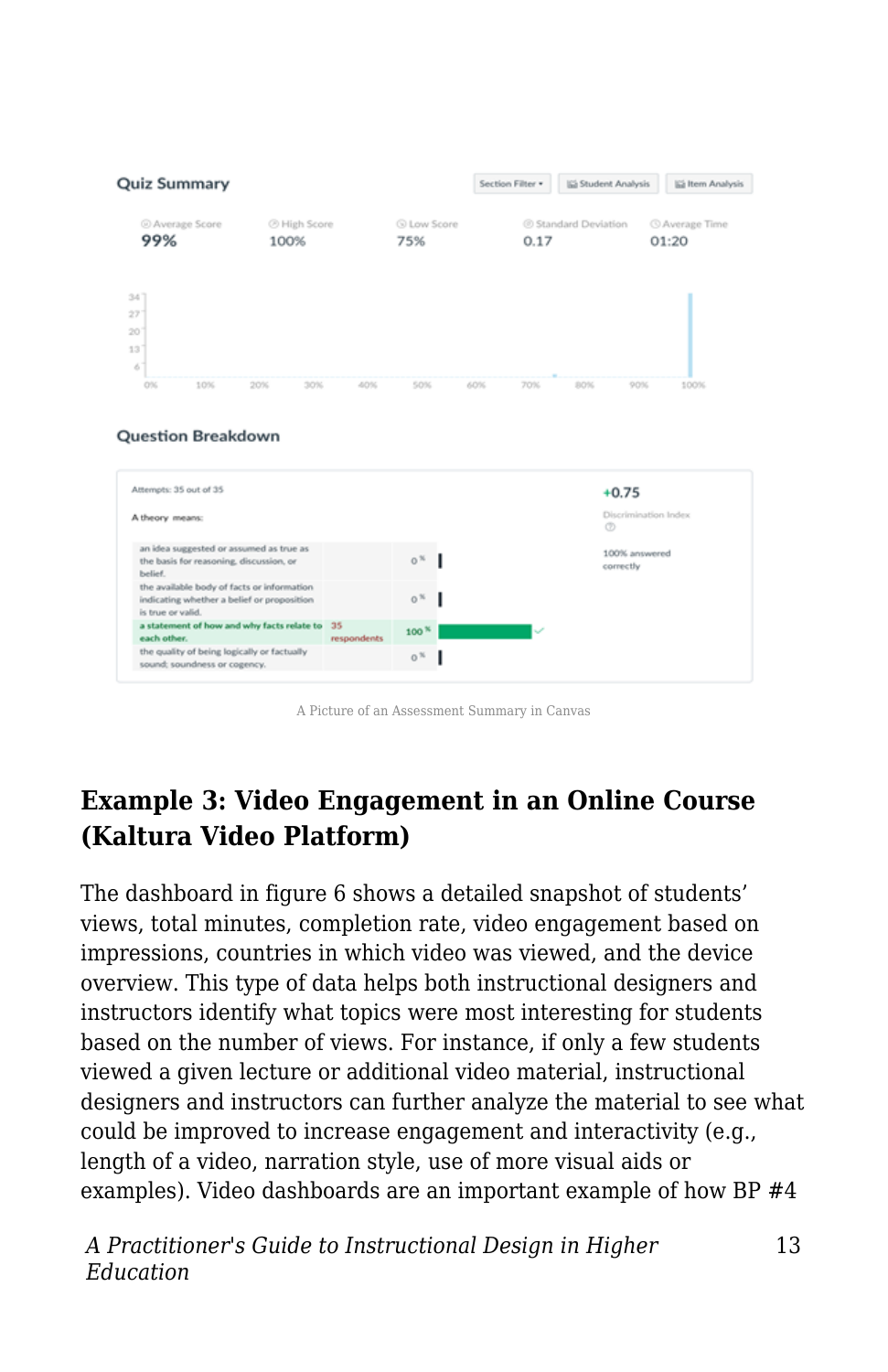A Picture of an Assessment Summary in Canvas

### Example 3: Video Engagement in an Online Course (Kaltura Video Platform)

The dashboard in figure 6 shows a detailed snapshot of students' views, total minutes, completion rate, video engagement based on impressions, countries in which video was viewed, and the device overview. This type of data helps both instructional designers and instructors identify what topics were most interesting for students based on the number of views. For instance, if only a few students viewed a given lecture or additional video material, instructional designers and instructors can further analyze the material to see what could be improved to increase engagement and interactivity (e.g., length of a video, narration style, use of more visual aids or examples). Video dashboards are an important example of how BP #4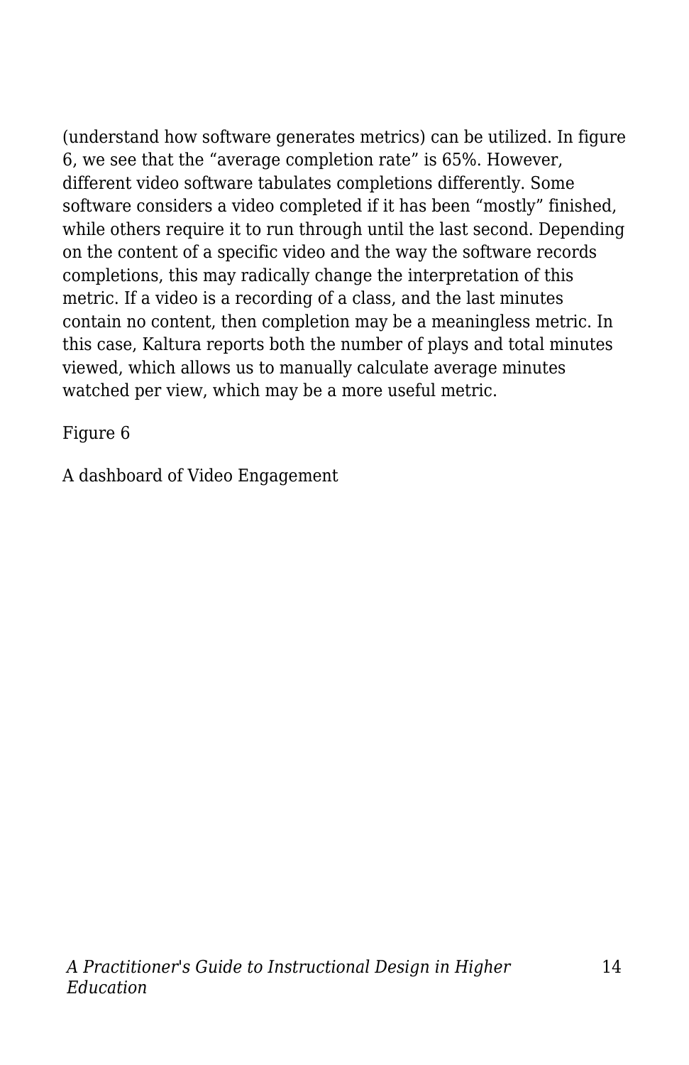(understand how software generates metrics) can be utilized. In figure 6, we see that the "average completion rate" is 65%. However, different video software tabulates completions differently. Some software considers a video completed if it has been "mostly" finished, while others require it to run through until the last second. Depending on the content of a specific video and the way the software records completions, this may radically change the interpretation of this metric. If a video is a recording of a class, and the last minutes contain no content, then completion may be a meaningless metric. In this case, Kaltura reports both the number of plays and total minutes viewed, which allows us to manually calculate average minutes watched per view, which may be a more useful metric.

Figure 6

A dashboard of Video Engagement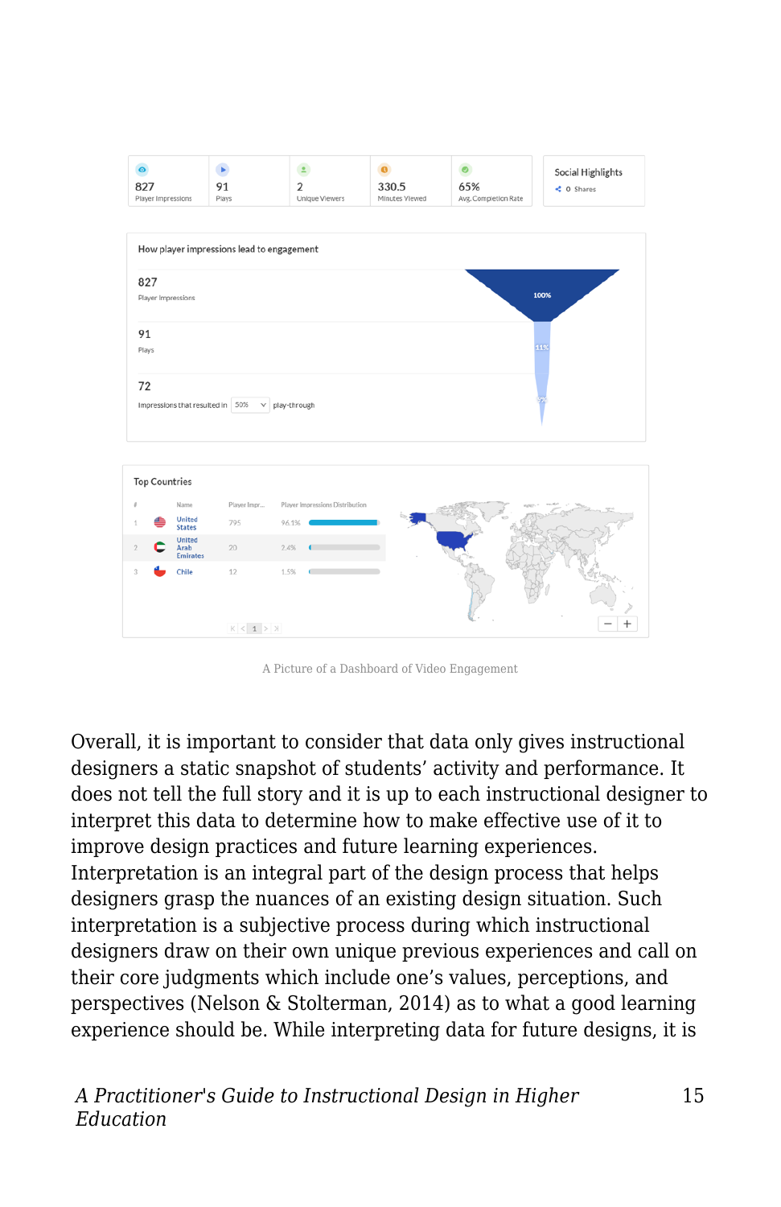A Picture of a Dashboard of Video Engagement

Overall, it is important to consider that data only gives instructional designers a static snapshot of students' activity and performance. It does not tell the full story and it is up to each instructional designer to interpret this data to determine how to make effective use of it to improve design practices and future learning experiences. Interpretation is an integral part of the design process that helps designers grasp the nuances of an existing design situation. Such interpretation is a subjective process during which instructional designers draw on their own unique previous experiences and call on their core judgments which include one's values, perceptions, and perspectives (Nelson & Stolterman, 2014) as to what a good learning experience should be. While interpreting data for future designs, it is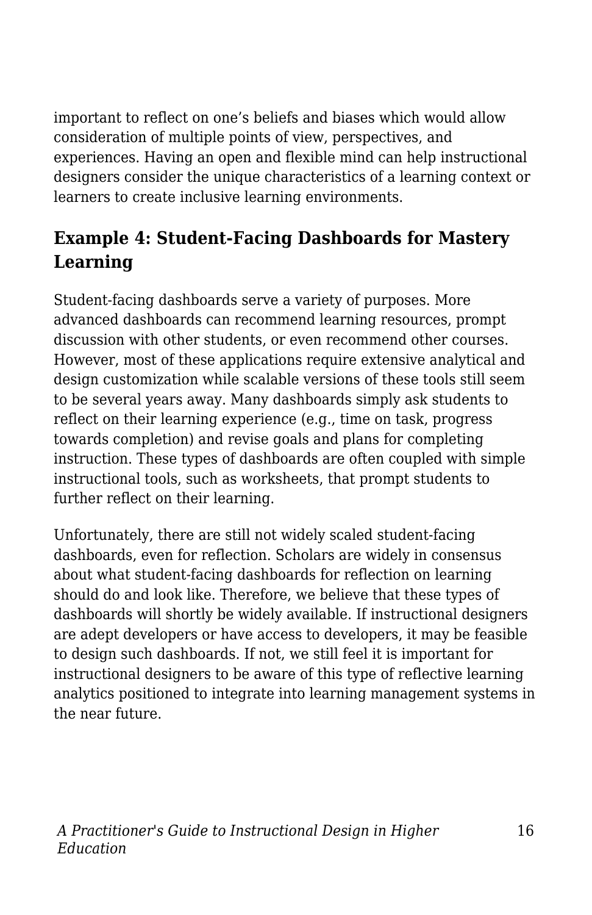important to reflect on one's beliefs and biases which would allow consideration of multiple points of view, perspectives, and experiences. Having an open and flexible mind can help instructional designers consider the unique characteristics of a learning context or learners to create inclusive learning environments.

### Example 4: Student-Facing Dashboards for Mastery Learning

Student-facing dashboards serve a variety of purposes. More advanced dashboards can recommend learning resources, prompt discussion with other students, or even recommend other courses. However, most of these applications require extensive analytical and design customization while scalable versions of these tools still seem to be several years away. Many dashboards simply ask students to reflect on their learning experience (e.g., time on task, progress towards completion) and revise goals and plans for completing instruction. These types of dashboards are often coupled with simple instructional tools, such as worksheets, that prompt students to further reflect on their learning.

Unfortunately, there are still not widely scaled student-facing dashboards, even for reflection. Scholars are widely in consensus about what student-facing dashboards for reflection on learning should do and look like. Therefore, we believe that these types of dashboards will shortly be widely available. If instructional designers are adept developers or have access to developers, it may be feasible to design such dashboards. If not, we still feel it is important for instructional designers to be aware of this type of reflective learning analytics positioned to integrate into learning management systems in the near future.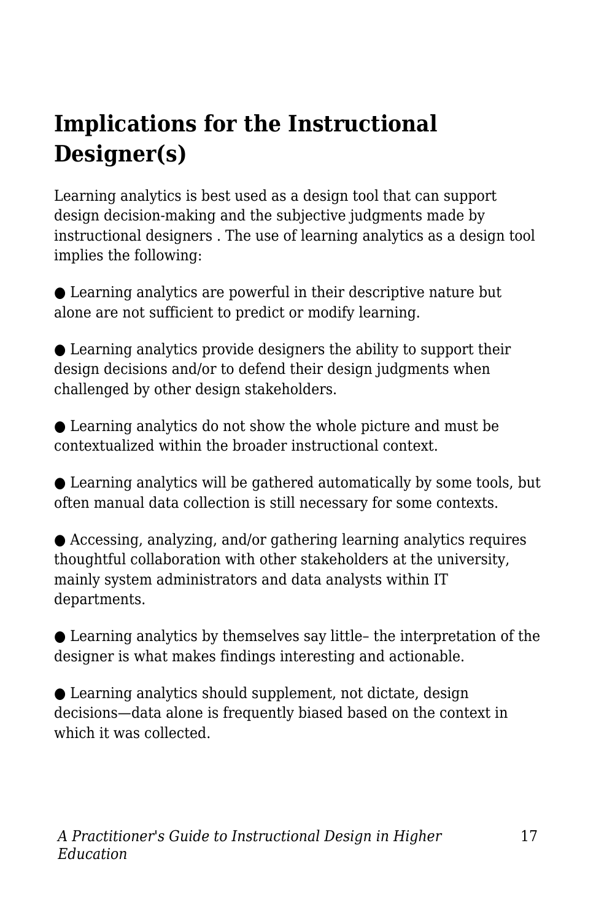## Implications for the Instructional Designer(s)

Learning analytics is best used as a design tool that can support design decision-making and the subjective judgments made by instructional designers . The use of learning analytics as a design tool implies the following:

- Learning analytics are powerful in their descriptive nature but alone are not sufficient to predict or modify learning.
- Learning analytics provide designers the ability to support their design decisions and/or to defend their design judgments when challenged by other design stakeholders.
- Learning analytics do not show the whole picture and must be contextualized within the broader instructional context.
- Learning analytics will be gathered automatically by some tools, but often manual data collection is still necessary for some contexts.
- Accessing, analyzing, and/or gathering learning analytics requires thoughtful collaboration with other stakeholders at the university, mainly system administrators and data analysts within IT departments.
- Learning analytics by themselves say little– the interpretation of the designer is what makes findings interesting and actionable.
- Learning analytics should supplement, not dictate, design decisions—data alone is frequently biased based on the context in which it was collected.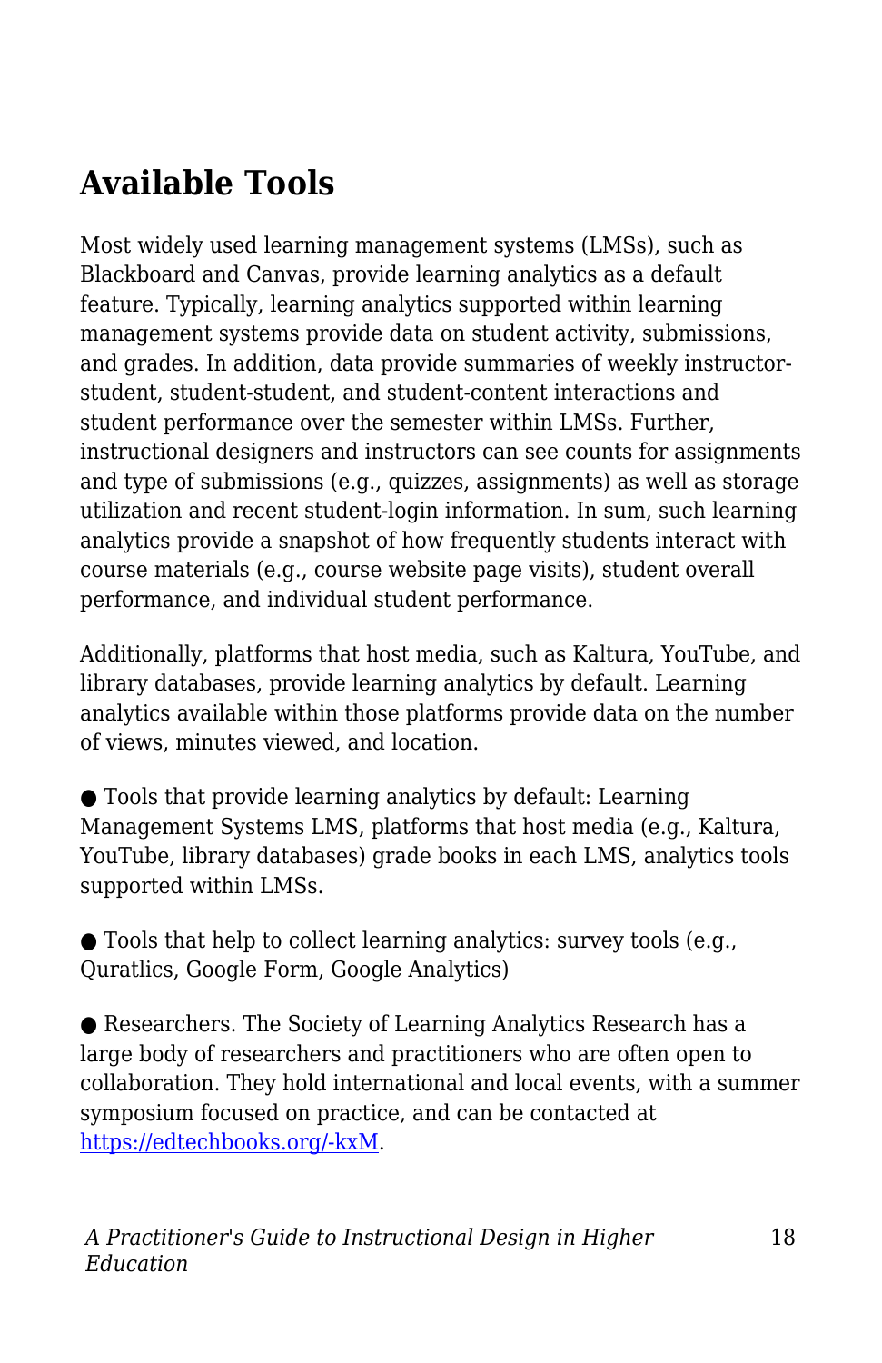## Available Tools

Most widely used learning management systems (LMSs), such as Blackboard and Canvas, provide learning analytics as a default feature. Typically, learning analytics supported within learning management systems provide data on student activity, submissions, and grades. In addition, data provide summaries of weekly instructor-student, student-student, and student-content interactions and student performance over the semester within LMSs. Further, instructional designers and instructors can see counts for assignments and type of submissions (e.g., quizzes, assignments) as well as storage utilization and recent student-login information. In sum, such learning analytics provide a snapshot of how frequently students interact with course materials (e.g., course website page visits), student overall performance, and individual student performance.

Additionally, platforms that host media, such as Kaltura, YouTube, and library databases, provide learning analytics by default. Learning analytics available within those platforms provide data on the number of views, minutes viewed, and location.

- Tools that provide learning analytics by default: Learning Management Systems LMS, platforms that host media (e.g., Kaltura, YouTube, library databases) grade books in each LMS, analytics tools supported within LMSs.

- Tools that help to collect learning analytics: survey tools (e.g., Quratlics, Google Form, Google Analytics)

- Researchers. The Society of Learning Analytics Research has a large body of researchers and practitioners who are often open to collaboration. They hold international and local events, with a summer symposium focused on practice, and can be contacted at [https://edtechbooks.org/-kxM](https://edtechbooks.org/-kxM).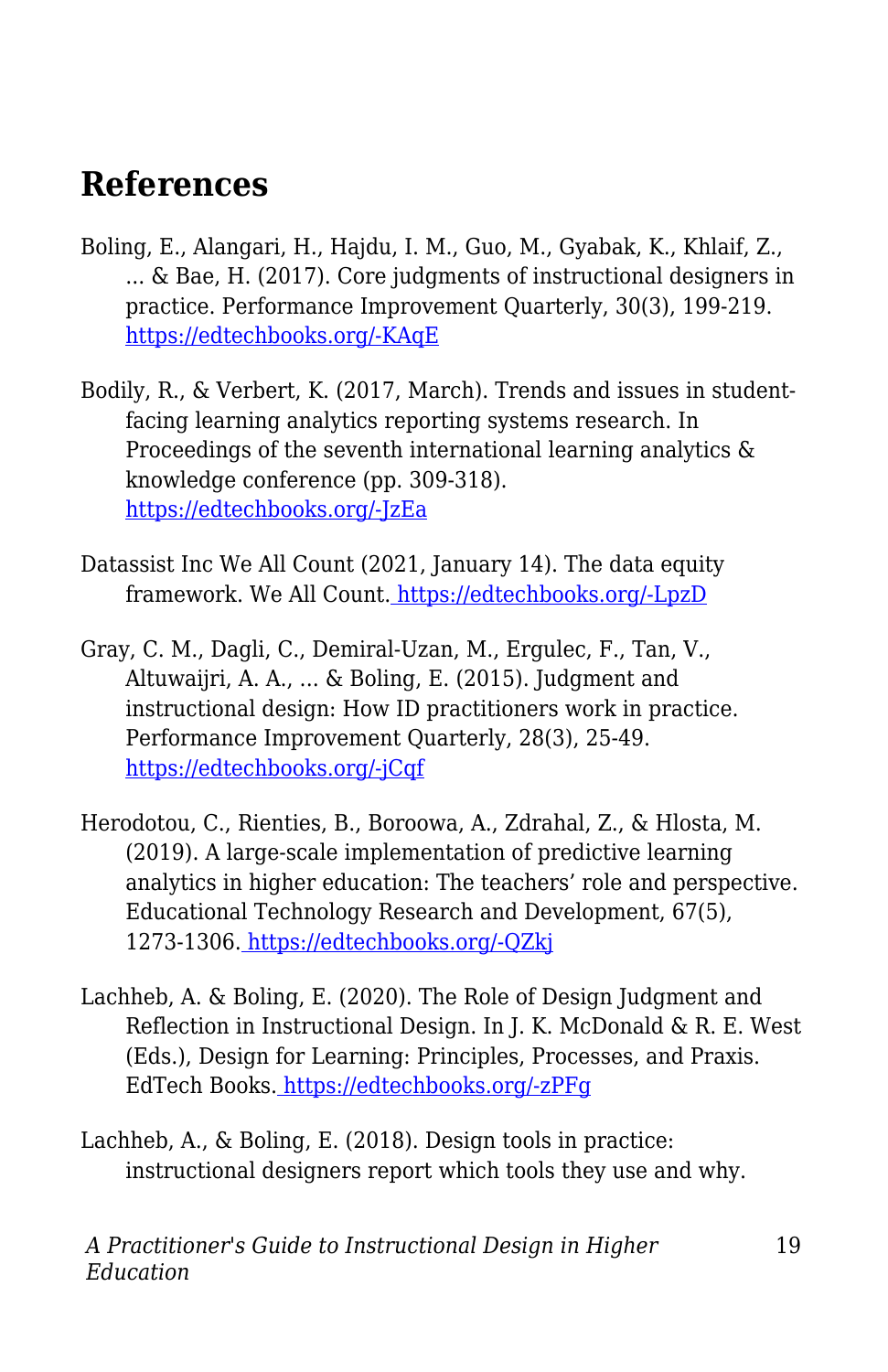## References

Boling, E., Alangari, H., Hajdu, I. M., Guo, M., Gyabak, K., Khlaif, Z., ... & Bae, H. (2017). Core judgments of instructional designers in practice. Performance Improvement Quarterly, 30(3), 199-219. https://edtechbooks.org/-KAqE

Bodily, R., & Verbert, K. (2017, March). Trends and issues in student-facing learning analytics reporting systems research. In Proceedings of the seventh international learning analytics & knowledge conference (pp. 309-318). https://edtechbooks.org/-JzEa

Datassist Inc We All Count (2021, January 14). The data equity framework. We All Count. https://edtechbooks.org/-LpzD

Gray, C. M., Dagli, C., Demiral-Uzan, M., Ergulec, F., Tan, V., Altuwaijri, A. A., ... & Boling, E. (2015). Judgment and instructional design: How ID practitioners work in practice. Performance Improvement Quarterly, 28(3), 25-49. https://edtechbooks.org/-jCqf

Herodotou, C., Rienties, B., Boroowa, A., Zdrahal, Z., & Hlosta, M. (2019). A large-scale implementation of predictive learning analytics in higher education: The teachers' role and perspective. Educational Technology Research and Development, 67(5), 1273-1306. https://edtechbooks.org/-QZkj

Lachheb, A. & Boling, E. (2020). The Role of Design Judgment and Reflection in Instructional Design. In J. K. McDonald & R. E. West (Eds.), Design for Learning: Principles, Processes, and Praxis. EdTech Books. https://edtechbooks.org/-zPFg

Lachheb, A., & Boling, E. (2018). Design tools in practice: instructional designers report which tools they use and why.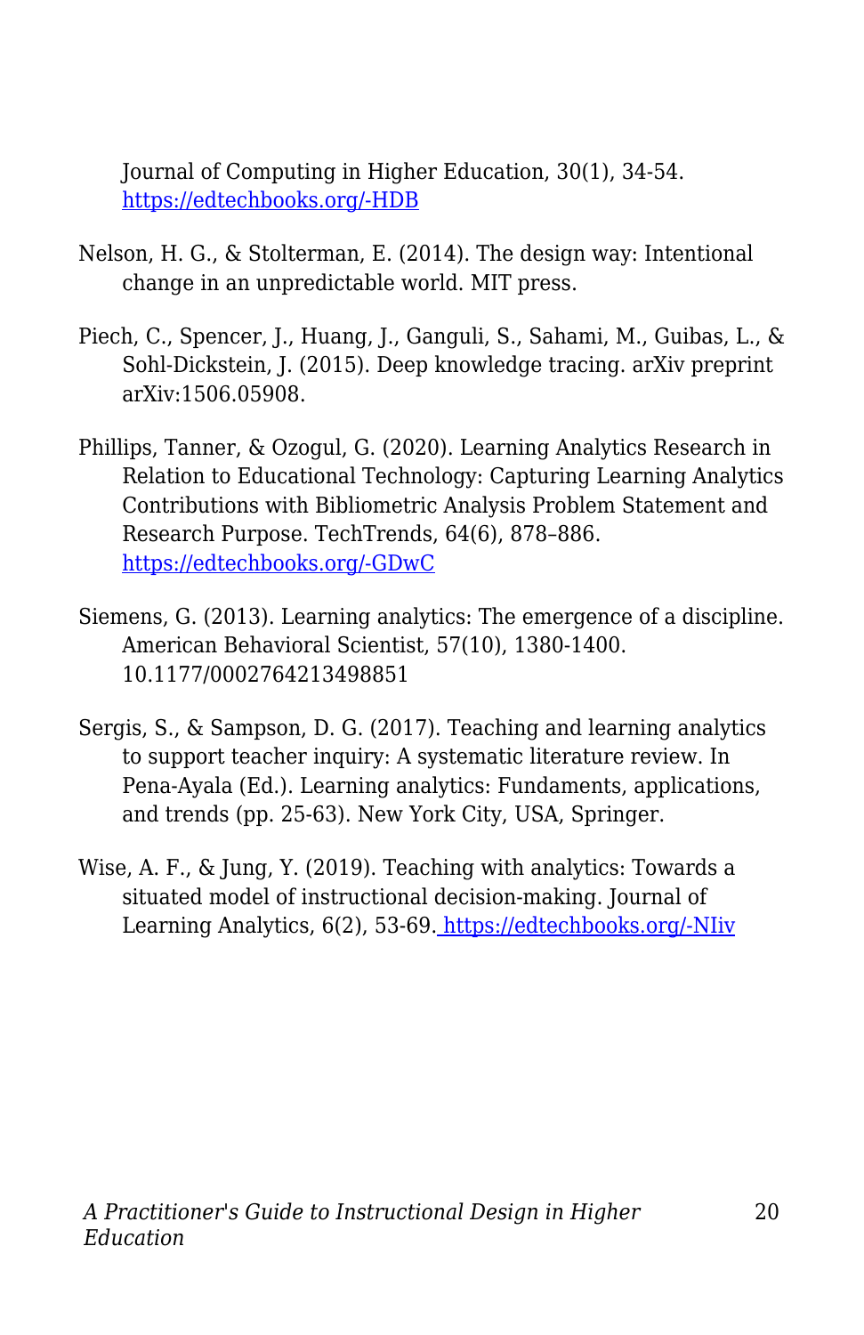Journal of Computing in Higher Education, 30(1), 34-54. [https://edtechbooks.org/-HDB](https://edtechbooks.org/-HDB)

Nelson, H. G., & Stolterman, E. (2014). The design way: Intentional change in an unpredictable world. MIT press.

Piech, C., Spencer, J., Huang, J., Ganguli, S., Sahami, M., Guibas, L., & Sohl-Dickstein, J. (2015). Deep knowledge tracing. arXiv preprint arXiv:1506.05908.

Phillips, Tanner, & Ozogul, G. (2020). Learning Analytics Research in Relation to Educational Technology: Capturing Learning Analytics Contributions with Bibliometric Analysis Problem Statement and Research Purpose. TechTrends, 64(6), 878–886. [https://edtechbooks.org/-GDwC](https://edtechbooks.org/-GDwC)

Siemens, G. (2013). Learning analytics: The emergence of a discipline. American Behavioral Scientist, 57(10), 1380-1400. 10.1177/0002764213498851

Sergis, S., & Sampson, D. G. (2017). Teaching and learning analytics to support teacher inquiry: A systematic literature review. In Pena-Ayala (Ed.). Learning analytics: Fundaments, applications, and trends (pp. 25-63). New York City, USA, Springer.

Wise, A. F., & Jung, Y. (2019). Teaching with analytics: Towards a situated model of instructional decision-making. Journal of Learning Analytics, 6(2), 53-69. [https://edtechbooks.org/-NIiv](https://edtechbooks.org/-NIiv)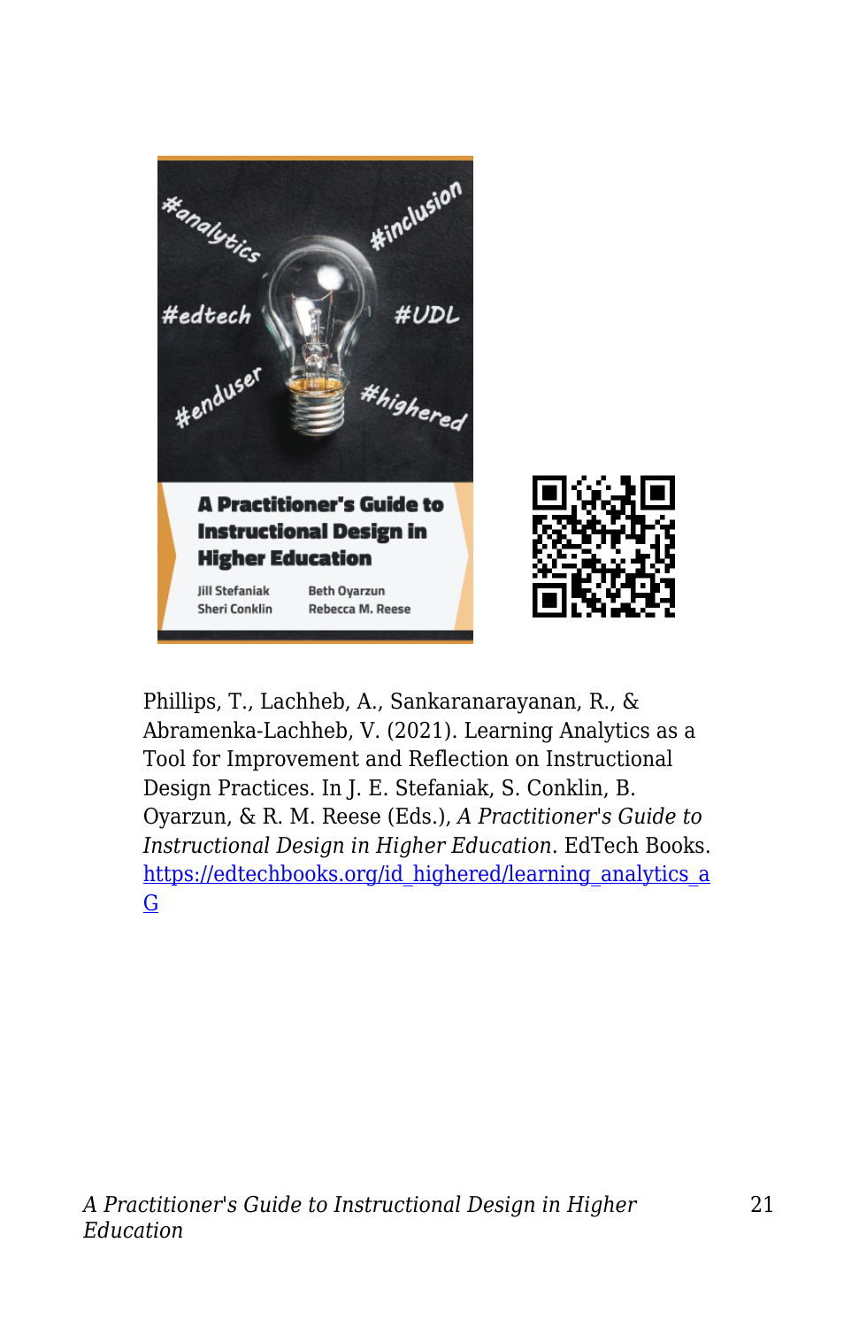Phillips, T., Lachheb, A., Sankaranarayanan, R., & Abramenka-Lachheb, V. (2021). Learning Analytics as a Tool for Improvement and Reflection on Instructional Design Practices. In J. E. Stefaniak, S. Conklin, B. Oyarzun, & R. M. Reese (Eds.), *A Practitioner's Guide to Instructional Design in Higher Education*. EdTech Books. https://edtechbooks.org/id_highered/learning_analytics_aG